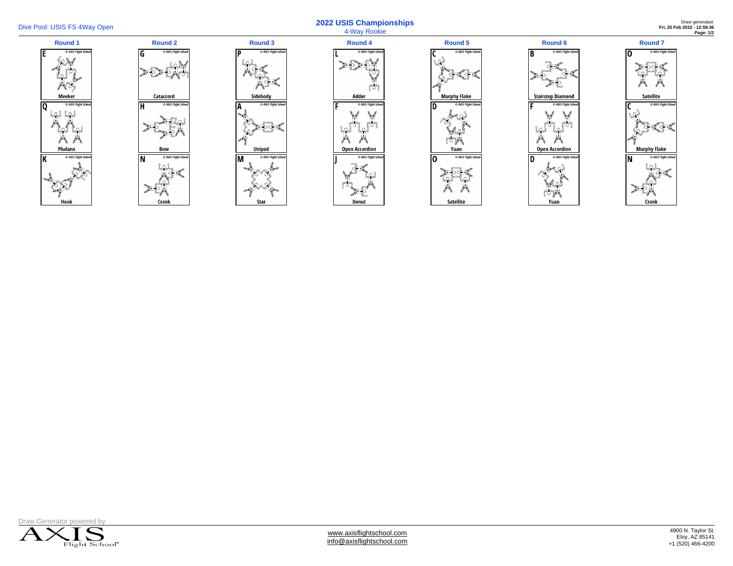# 2022 USIS Championships

4-Way Rookie

Dive Pool: USIS FS 4Way Open

Draw generated: **Fri, 25 Feb 2022 - 12:59:36**

| Round 1 | Round 2 | Round 3 | Round 4 | Round 5 | Round 6 | Round 7 |
|---|---|---|---|---|---|---|
| E - Meeker | G - Cataccord | P - Sidebody | L - Adder | C - Murphy Flake | B - Stairstep Diamond | O - Satellite |
| Q - Phalanx | H - Bow | A - Unipod | F - Open Accordion | D - Yuan | F - Open Accordion | C - Murphy Flake |
| K - Hook | N - Crank | M - Star | J - Donut | O - Satellite | D - Yuan | N - Crank |

Draw Generator powered by AXIS Flight School®

www.axisflightschool.com
info@axisflightschool.com

4900 N. Taylor St.
Eloy, AZ 85141
+1 (520) 466-4200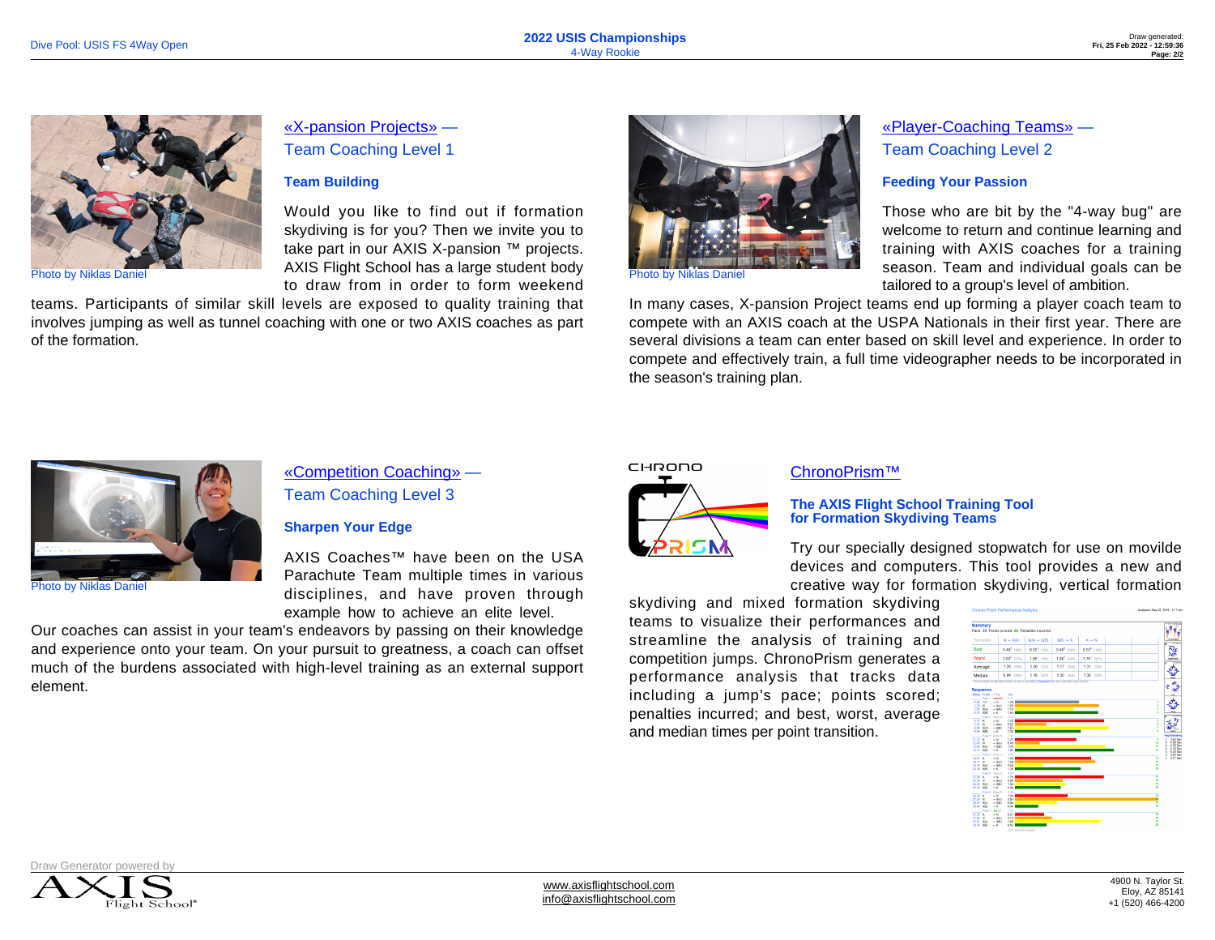## «X-pansion Projects» — Team Coaching Level 1

Photo by Niklas Daniel

### Team Building

Would you like to find out if formation skydiving is for you? Then we invite you to take part in our AXIS X-pansion ™ projects. AXIS Flight School has a large student body to draw from in order to form weekend teams. Participants of similar skill levels are exposed to quality training that involves jumping as well as tunnel coaching with one or two AXIS coaches as part of the formation.

## «Player-Coaching Teams» — Team Coaching Level 2

Photo by Niklas Daniel

### Feeding Your Passion

Those who are bit by the "4-way bug" are welcome to return and continue learning and training with AXIS coaches for a training season. Team and individual goals can be tailored to a group's level of ambition.

In many cases, X-pansion Project teams end up forming a player coach team to compete with an AXIS coach at the USPA Nationals in their first year. There are several divisions a team can enter based on skill level and experience. In order to compete and effectively train, a full time videographer needs to be incorporated in the season's training plan.

## «Competition Coaching» — Team Coaching Level 3

Photo by Niklas Daniel

### Sharpen Your Edge

AXIS Coaches™ have been on the USA Parachute Team multiple times in various disciplines, and have proven through example how to achieve an elite level.

Our coaches can assist in your team's endeavors by passing on their knowledge and experience onto your team. On your pursuit to greatness, a coach can offset much of the burdens associated with high-level training as an external support element.

## ChronoPrism™

### The AXIS Flight School Training Tool for Formation Skydiving Teams

Try our specially designed stopwatch for use on movilde devices and computers. This tool provides a new and creative way for formation skydiving, vertical formation skydiving and mixed formation skydiving teams to visualize their performances and streamline the analysis of training and competition jumps. ChronoPrism generates a performance analysis that tracks data including a jump's pace; points scored; penalties incurred; and best, worst, average and median times per point transition.

Draw Generator powered by

www.axisflightschool.com
info@axisflightschool.com

4900 N. Taylor St.
Eloy, AZ 85141
+1 (520) 466-4200